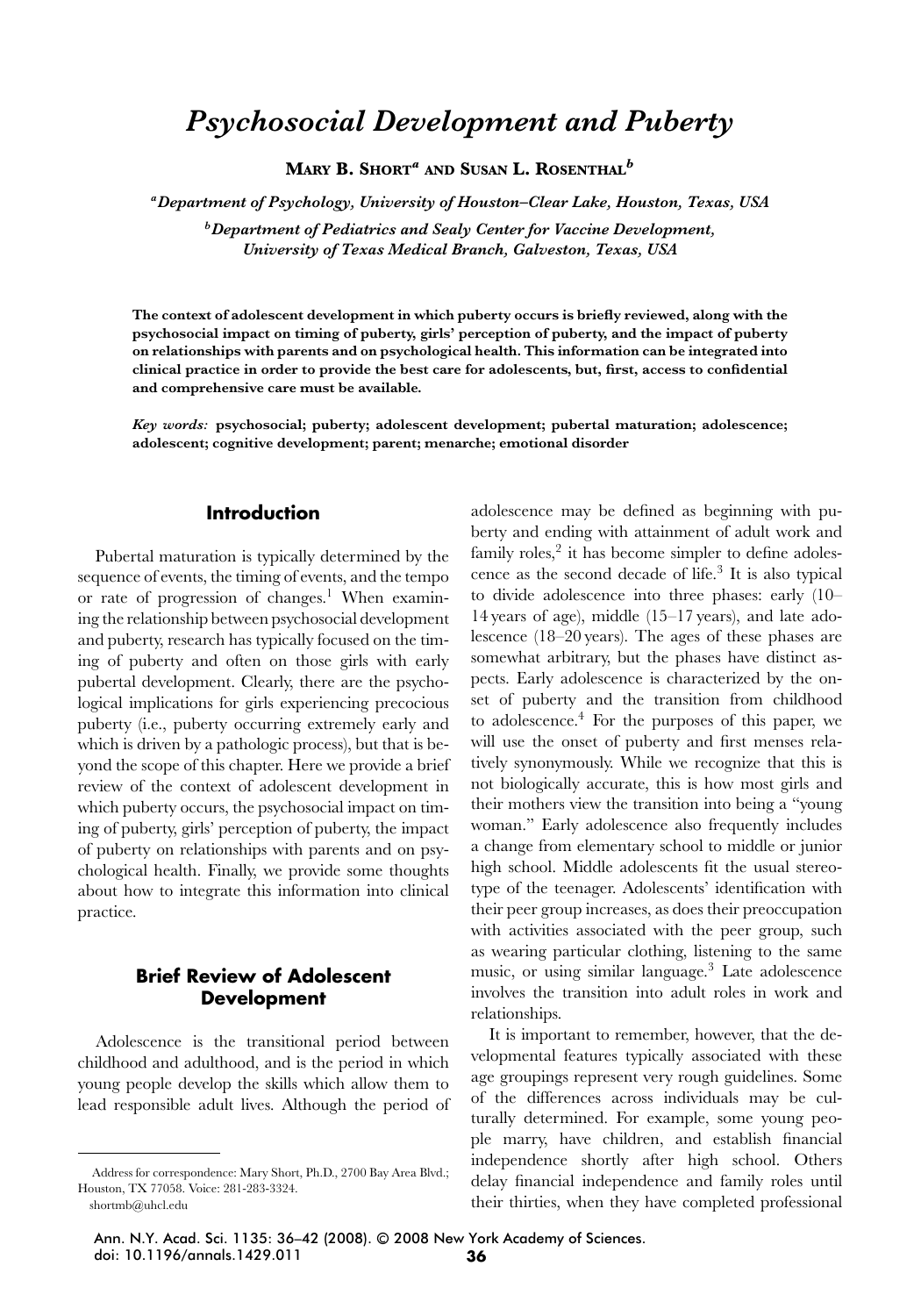# Psychosocial Development and Puberty

**Mary B. Short**[a] **and Susan L. Rosenthal**[b]

[a]*Department of Psychology, University of Houston–Clear Lake, Houston, Texas, USA*

[b]*Department of Pediatrics and Sealy Center for Vaccine Development, University of Texas Medical Branch, Galveston, Texas, USA*

**The context of adolescent development in which puberty occurs is briefly reviewed, along with the psychosocial impact on timing of puberty, girls' perception of puberty, and the impact of puberty on relationships with parents and on psychological health. This information can be integrated into clinical practice in order to provide the best care for adolescents, but, first, access to confidential and comprehensive care must be available.**

***Key words:*** **psychosocial; puberty; adolescent development; pubertal maturation; adolescence; adolescent; cognitive development; parent; menarche; emotional disorder**

## Introduction

Pubertal maturation is typically determined by the sequence of events, the timing of events, and the tempo or rate of progression of changes.[1] When examining the relationship between psychosocial development and puberty, research has typically focused on the timing of puberty and often on those girls with early pubertal development. Clearly, there are the psychological implications for girls experiencing precocious puberty (i.e., puberty occurring extremely early and which is driven by a pathologic process), but that is beyond the scope of this chapter. Here we provide a brief review of the context of adolescent development in which puberty occurs, the psychosocial impact on timing of puberty, girls' perception of puberty, the impact of puberty on relationships with parents and on psychological health. Finally, we provide some thoughts about how to integrate this information into clinical practice.

## Brief Review of Adolescent Development

Adolescence is the transitional period between childhood and adulthood, and is the period in which young people develop the skills which allow them to lead responsible adult lives. Although the period of adolescence may be defined as beginning with puberty and ending with attainment of adult work and family roles,[2] it has become simpler to define adolescence as the second decade of life.[3] It is also typical to divide adolescence into three phases: early (10–14 years of age), middle (15–17 years), and late adolescence (18–20 years). The ages of these phases are somewhat arbitrary, but the phases have distinct aspects. Early adolescence is characterized by the onset of puberty and the transition from childhood to adolescence.[4] For the purposes of this paper, we will use the onset of puberty and first menses relatively synonymously. While we recognize that this is not biologically accurate, this is how most girls and their mothers view the transition into being a "young woman." Early adolescence also frequently includes a change from elementary school to middle or junior high school. Middle adolescents fit the usual stereotype of the teenager. Adolescents' identification with their peer group increases, as does their preoccupation with activities associated with the peer group, such as wearing particular clothing, listening to the same music, or using similar language.[3] Late adolescence involves the transition into adult roles in work and relationships.

It is important to remember, however, that the developmental features typically associated with these age groupings represent very rough guidelines. Some of the differences across individuals may be culturally determined. For example, some young people marry, have children, and establish financial independence shortly after high school. Others delay financial independence and family roles until their thirties, when they have completed professional

---

Address for correspondence: Mary Short, Ph.D., 2700 Bay Area Blvd.; Houston, TX 77058. Voice: 281-283-3324.
shortmb@uhcl.edu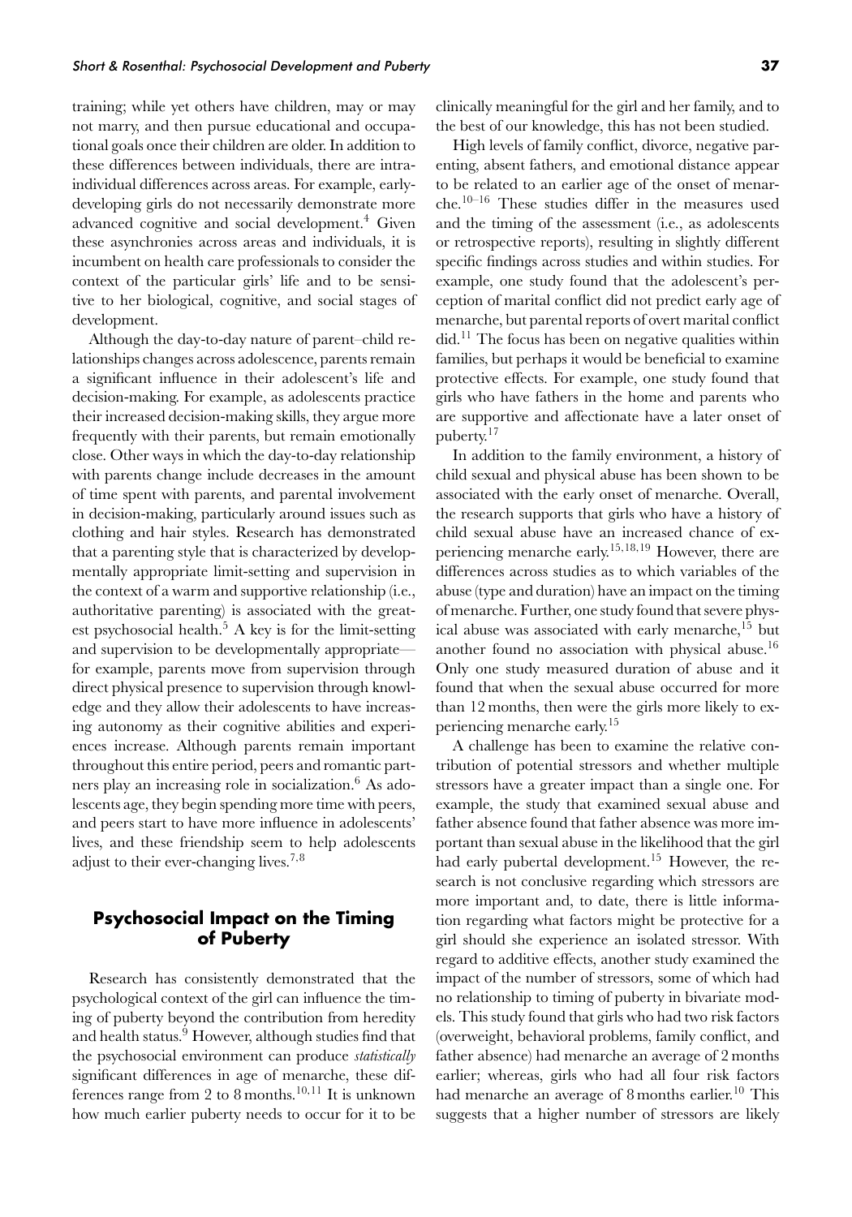training; while yet others have children, may or may not marry, and then pursue educational and occupational goals once their children are older. In addition to these differences between individuals, there are intraindividual differences across areas. For example, early-developing girls do not necessarily demonstrate more advanced cognitive and social development.[4] Given these asynchronies across areas and individuals, it is incumbent on health care professionals to consider the context of the particular girls' life and to be sensitive to her biological, cognitive, and social stages of development.

Although the day-to-day nature of parent–child relationships changes across adolescence, parents remain a significant influence in their adolescent's life and decision-making. For example, as adolescents practice their increased decision-making skills, they argue more frequently with their parents, but remain emotionally close. Other ways in which the day-to-day relationship with parents change include decreases in the amount of time spent with parents, and parental involvement in decision-making, particularly around issues such as clothing and hair styles. Research has demonstrated that a parenting style that is characterized by developmentally appropriate limit-setting and supervision in the context of a warm and supportive relationship (i.e., authoritative parenting) is associated with the greatest psychosocial health.[5] A key is for the limit-setting and supervision to be developmentally appropriate—for example, parents move from supervision through direct physical presence to supervision through knowledge and they allow their adolescents to have increasing autonomy as their cognitive abilities and experiences increase. Although parents remain important throughout this entire period, peers and romantic partners play an increasing role in socialization.[6] As adolescents age, they begin spending more time with peers, and peers start to have more influence in adolescents' lives, and these friendship seem to help adolescents adjust to their ever-changing lives.[7,8]

## Psychosocial Impact on the Timing of Puberty

Research has consistently demonstrated that the psychological context of the girl can influence the timing of puberty beyond the contribution from heredity and health status.[9] However, although studies find that the psychosocial environment can produce *statistically* significant differences in age of menarche, these differences range from 2 to 8 months.[10,11] It is unknown how much earlier puberty needs to occur for it to be clinically meaningful for the girl and her family, and to the best of our knowledge, this has not been studied.

High levels of family conflict, divorce, negative parenting, absent fathers, and emotional distance appear to be related to an earlier age of the onset of menarche.[10–16] These studies differ in the measures used and the timing of the assessment (i.e., as adolescents or retrospective reports), resulting in slightly different specific findings across studies and within studies. For example, one study found that the adolescent's perception of marital conflict did not predict early age of menarche, but parental reports of overt marital conflict did.[11] The focus has been on negative qualities within families, but perhaps it would be beneficial to examine protective effects. For example, one study found that girls who have fathers in the home and parents who are supportive and affectionate have a later onset of puberty.[17]

In addition to the family environment, a history of child sexual and physical abuse has been shown to be associated with the early onset of menarche. Overall, the research supports that girls who have a history of child sexual abuse have an increased chance of experiencing menarche early.[15,18,19] However, there are differences across studies as to which variables of the abuse (type and duration) have an impact on the timing of menarche. Further, one study found that severe physical abuse was associated with early menarche,[15] but another found no association with physical abuse.[16] Only one study measured duration of abuse and it found that when the sexual abuse occurred for more than 12 months, then were the girls more likely to experiencing menarche early.[15]

A challenge has been to examine the relative contribution of potential stressors and whether multiple stressors have a greater impact than a single one. For example, the study that examined sexual abuse and father absence found that father absence was more important than sexual abuse in the likelihood that the girl had early pubertal development.[15] However, the research is not conclusive regarding which stressors are more important and, to date, there is little information regarding what factors might be protective for a girl should she experience an isolated stressor. With regard to additive effects, another study examined the impact of the number of stressors, some of which had no relationship to timing of puberty in bivariate models. This study found that girls who had two risk factors (overweight, behavioral problems, family conflict, and father absence) had menarche an average of 2 months earlier; whereas, girls who had all four risk factors had menarche an average of 8 months earlier.[10] This suggests that a higher number of stressors are likely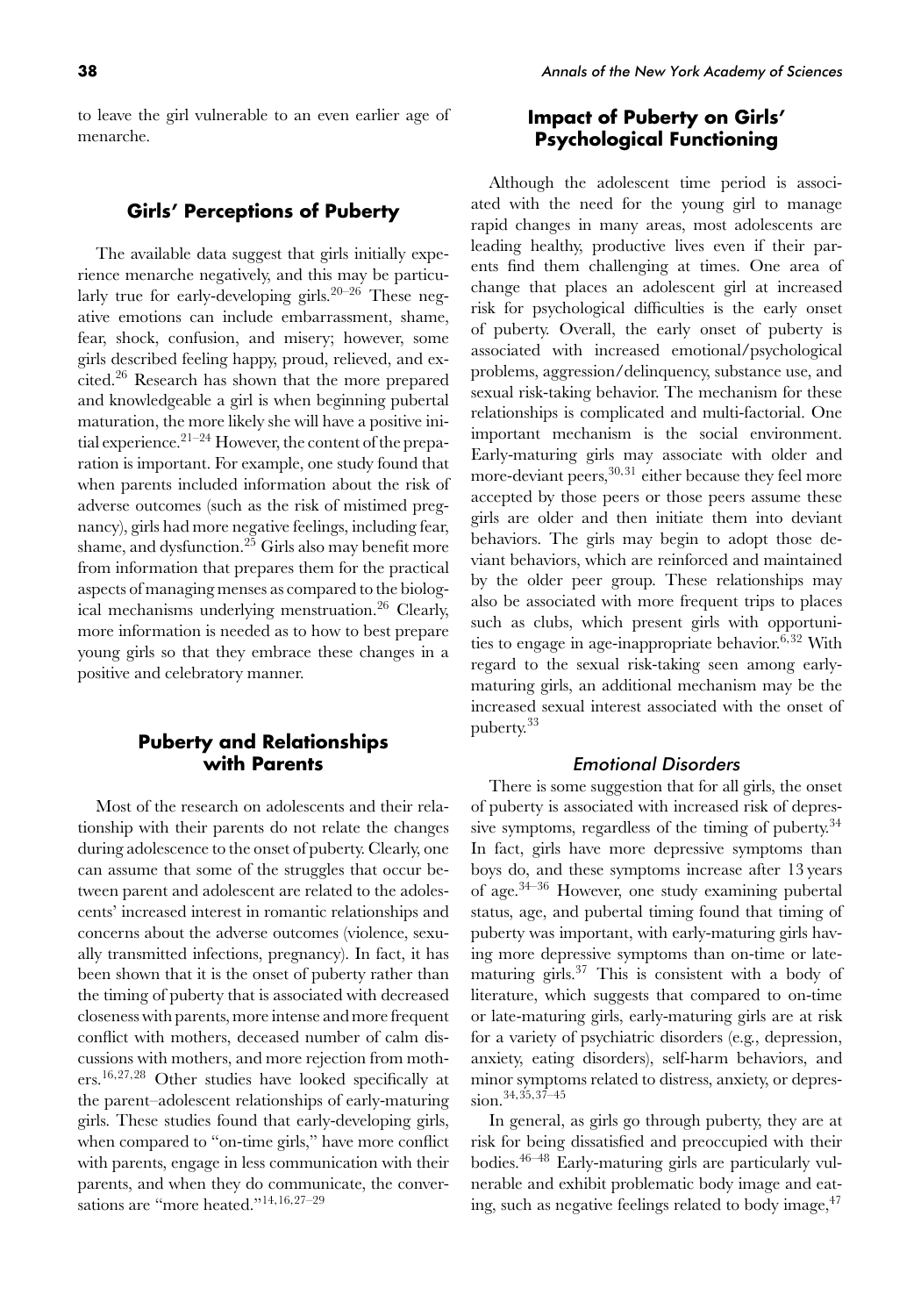to leave the girl vulnerable to an even earlier age of menarche.

## Girls' Perceptions of Puberty

The available data suggest that girls initially experience menarche negatively, and this may be particularly true for early-developing girls.[20–26] These negative emotions can include embarrassment, shame, fear, shock, confusion, and misery; however, some girls described feeling happy, proud, relieved, and excited.[26] Research has shown that the more prepared and knowledgeable a girl is when beginning pubertal maturation, the more likely she will have a positive initial experience.[21–24] However, the content of the preparation is important. For example, one study found that when parents included information about the risk of adverse outcomes (such as the risk of mistimed pregnancy), girls had more negative feelings, including fear, shame, and dysfunction.[25] Girls also may benefit more from information that prepares them for the practical aspects of managing menses as compared to the biological mechanisms underlying menstruation.[26] Clearly, more information is needed as to how to best prepare young girls so that they embrace these changes in a positive and celebratory manner.

## Puberty and Relationships with Parents

Most of the research on adolescents and their relationship with their parents do not relate the changes during adolescence to the onset of puberty. Clearly, one can assume that some of the struggles that occur between parent and adolescent are related to the adolescents' increased interest in romantic relationships and concerns about the adverse outcomes (violence, sexually transmitted infections, pregnancy). In fact, it has been shown that it is the onset of puberty rather than the timing of puberty that is associated with decreased closeness with parents, more intense and more frequent conflict with mothers, deceased number of calm discussions with mothers, and more rejection from mothers.[16,27,28] Other studies have looked specifically at the parent–adolescent relationships of early-maturing girls. These studies found that early-developing girls, when compared to "on-time girls," have more conflict with parents, engage in less communication with their parents, and when they do communicate, the conversations are "more heated."[14,16,27–29]

## Impact of Puberty on Girls' Psychological Functioning

Although the adolescent time period is associated with the need for the young girl to manage rapid changes in many areas, most adolescents are leading healthy, productive lives even if their parents find them challenging at times. One area of change that places an adolescent girl at increased risk for psychological difficulties is the early onset of puberty. Overall, the early onset of puberty is associated with increased emotional/psychological problems, aggression/delinquency, substance use, and sexual risk-taking behavior. The mechanism for these relationships is complicated and multi-factorial. One important mechanism is the social environment. Early-maturing girls may associate with older and more-deviant peers,[30,31] either because they feel more accepted by those peers or those peers assume these girls are older and then initiate them into deviant behaviors. The girls may begin to adopt those deviant behaviors, which are reinforced and maintained by the older peer group. These relationships may also be associated with more frequent trips to places such as clubs, which present girls with opportunities to engage in age-inappropriate behavior.[6,32] With regard to the sexual risk-taking seen among early-maturing girls, an additional mechanism may be the increased sexual interest associated with the onset of puberty.[33]

### *Emotional Disorders*

There is some suggestion that for all girls, the onset of puberty is associated with increased risk of depressive symptoms, regardless of the timing of puberty.[34] In fact, girls have more depressive symptoms than boys do, and these symptoms increase after 13 years of age.[34–36] However, one study examining pubertal status, age, and pubertal timing found that timing of puberty was important, with early-maturing girls having more depressive symptoms than on-time or late-maturing girls.[37] This is consistent with a body of literature, which suggests that compared to on-time or late-maturing girls, early-maturing girls are at risk for a variety of psychiatric disorders (e.g., depression, anxiety, eating disorders), self-harm behaviors, and minor symptoms related to distress, anxiety, or depression.[34,35,37–45]

In general, as girls go through puberty, they are at risk for being dissatisfied and preoccupied with their bodies.[46–48] Early-maturing girls are particularly vulnerable and exhibit problematic body image and eating, such as negative feelings related to body image,[47]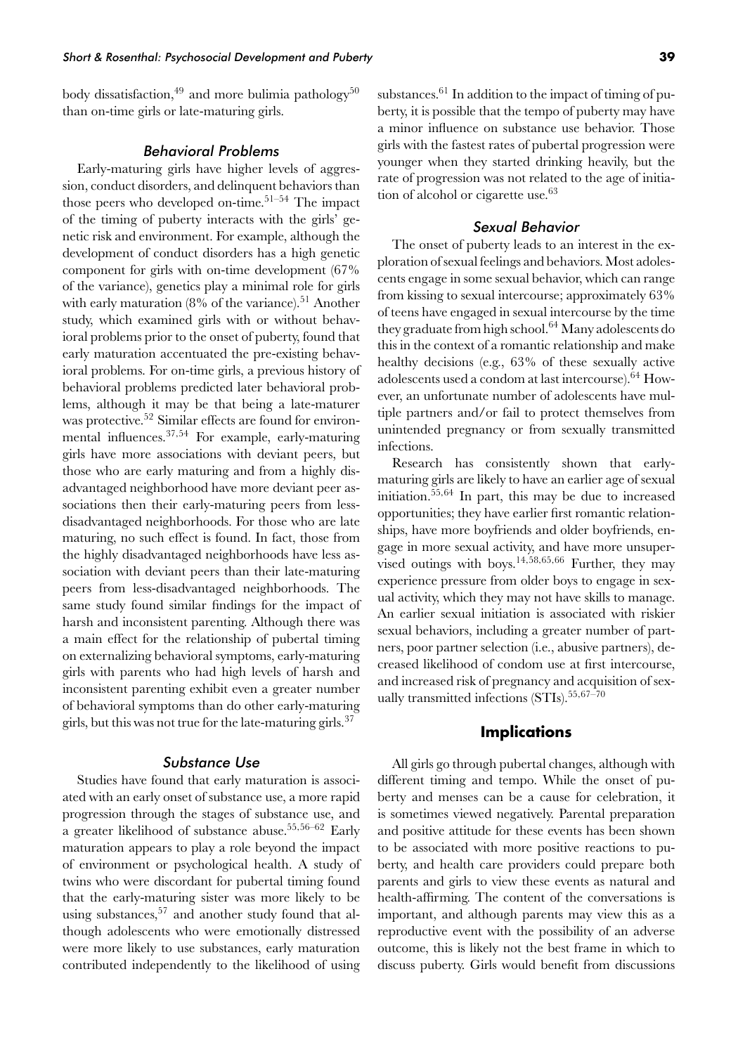body dissatisfaction,[49] and more bulimia pathology[50] than on-time girls or late-maturing girls.

### *Behavioral Problems*

Early-maturing girls have higher levels of aggression, conduct disorders, and delinquent behaviors than those peers who developed on-time.[51–54] The impact of the timing of puberty interacts with the girls' genetic risk and environment. For example, although the development of conduct disorders has a high genetic component for girls with on-time development (67% of the variance), genetics play a minimal role for girls with early maturation (8% of the variance).[51] Another study, which examined girls with or without behavioral problems prior to the onset of puberty, found that early maturation accentuated the pre-existing behavioral problems. For on-time girls, a previous history of behavioral problems predicted later behavioral problems, although it may be that being a late-maturer was protective.[52] Similar effects are found for environmental influences.[37,54] For example, early-maturing girls have more associations with deviant peers, but those who are early maturing and from a highly disadvantaged neighborhood have more deviant peer associations then their early-maturing peers from less-disadvantaged neighborhoods. For those who are late maturing, no such effect is found. In fact, those from the highly disadvantaged neighborhoods have less association with deviant peers than their late-maturing peers from less-disadvantaged neighborhoods. The same study found similar findings for the impact of harsh and inconsistent parenting. Although there was a main effect for the relationship of pubertal timing on externalizing behavioral symptoms, early-maturing girls with parents who had high levels of harsh and inconsistent parenting exhibit even a greater number of behavioral symptoms than do other early-maturing girls, but this was not true for the late-maturing girls.[37]

### *Substance Use*

Studies have found that early maturation is associated with an early onset of substance use, a more rapid progression through the stages of substance use, and a greater likelihood of substance abuse.[55,56–62] Early maturation appears to play a role beyond the impact of environment or psychological health. A study of twins who were discordant for pubertal timing found that the early-maturing sister was more likely to be using substances,[57] and another study found that although adolescents who were emotionally distressed were more likely to use substances, early maturation contributed independently to the likelihood of using substances.[61] In addition to the impact of timing of puberty, it is possible that the tempo of puberty may have a minor influence on substance use behavior. Those girls with the fastest rates of pubertal progression were younger when they started drinking heavily, but the rate of progression was not related to the age of initiation of alcohol or cigarette use.[63]

### *Sexual Behavior*

The onset of puberty leads to an interest in the exploration of sexual feelings and behaviors. Most adolescents engage in some sexual behavior, which can range from kissing to sexual intercourse; approximately 63% of teens have engaged in sexual intercourse by the time they graduate from high school.[64] Many adolescents do this in the context of a romantic relationship and make healthy decisions (e.g., 63% of these sexually active adolescents used a condom at last intercourse).[64] However, an unfortunate number of adolescents have multiple partners and/or fail to protect themselves from unintended pregnancy or from sexually transmitted infections.

Research has consistently shown that early-maturing girls are likely to have an earlier age of sexual initiation.[55,64] In part, this may be due to increased opportunities; they have earlier first romantic relationships, have more boyfriends and older boyfriends, engage in more sexual activity, and have more unsupervised outings with boys.[14,58,65,66] Further, they may experience pressure from older boys to engage in sexual activity, which they may not have skills to manage. An earlier sexual initiation is associated with riskier sexual behaviors, including a greater number of partners, poor partner selection (i.e., abusive partners), decreased likelihood of condom use at first intercourse, and increased risk of pregnancy and acquisition of sexually transmitted infections (STIs).[55,67–70]

## Implications

All girls go through pubertal changes, although with different timing and tempo. While the onset of puberty and menses can be a cause for celebration, it is sometimes viewed negatively. Parental preparation and positive attitude for these events has been shown to be associated with more positive reactions to puberty, and health care providers could prepare both parents and girls to view these events as natural and health-affirming. The content of the conversations is important, and although parents may view this as a reproductive event with the possibility of an adverse outcome, this is likely not the best frame in which to discuss puberty. Girls would benefit from discussions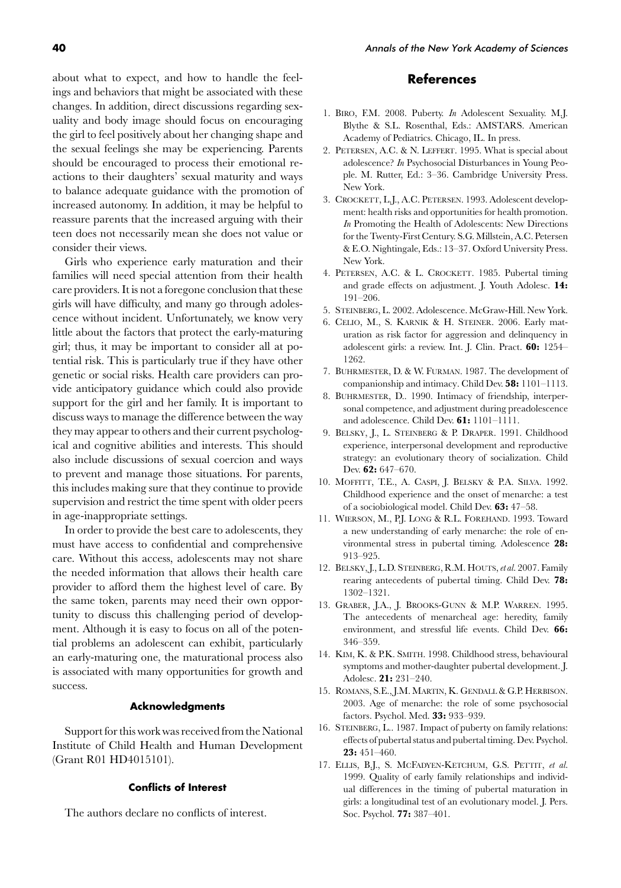about what to expect, and how to handle the feelings and behaviors that might be associated with these changes. In addition, direct discussions regarding sexuality and body image should focus on encouraging the girl to feel positively about her changing shape and the sexual feelings she may be experiencing. Parents should be encouraged to process their emotional reactions to their daughters' sexual maturity and ways to balance adequate guidance with the promotion of increased autonomy. In addition, it may be helpful to reassure parents that the increased arguing with their teen does not necessarily mean she does not value or consider their views.

Girls who experience early maturation and their families will need special attention from their health care providers. It is not a foregone conclusion that these girls will have difficulty, and many go through adolescence without incident. Unfortunately, we know very little about the factors that protect the early-maturing girl; thus, it may be important to consider all at potential risk. This is particularly true if they have other genetic or social risks. Health care providers can provide anticipatory guidance which could also provide support for the girl and her family. It is important to discuss ways to manage the difference between the way they may appear to others and their current psychological and cognitive abilities and interests. This should also include discussions of sexual coercion and ways to prevent and manage those situations. For parents, this includes making sure that they continue to provide supervision and restrict the time spent with older peers in age-inappropriate settings.

In order to provide the best care to adolescents, they must have access to confidential and comprehensive care. Without this access, adolescents may not share the needed information that allows their health care provider to afford them the highest level of care. By the same token, parents may need their own opportunity to discuss this challenging period of development. Although it is easy to focus on all of the potential problems an adolescent can exhibit, particularly an early-maturing one, the maturational process also is associated with many opportunities for growth and success.

#### Acknowledgments

Support for this work was received from the National Institute of Child Health and Human Development (Grant R01 HD4015101).

#### Conflicts of Interest

The authors declare no conflicts of interest.

## References

1. Biro, F.M. 2008. Puberty. *In* Adolescent Sexuality. M.J. Blythe & S.L. Rosenthal, Eds.: AMSTARS. American Academy of Pediatrics. Chicago, IL. In press.
2. Petersen, A.C. & N. Leffert. 1995. What is special about adolescence? *In* Psychosocial Disturbances in Young People. M. Rutter, Ed.: 3–36. Cambridge University Press. New York.
3. Crockett, L.J., A.C. Petersen. 1993. Adolescent development: health risks and opportunities for health promotion. *In* Promoting the Health of Adolescents: New Directions for the Twenty-First Century. S.G. Millstein, A.C. Petersen & E.O. Nightingale, Eds.: 13–37. Oxford University Press. New York.
4. Petersen, A.C. & L. Crockett. 1985. Pubertal timing and grade effects on adjustment. J. Youth Adolesc. **14:** 191–206.
5. Steinberg, L. 2002. Adolescence. McGraw-Hill. New York.
6. Celio, M., S. Karnik & H. Steiner. 2006. Early maturation as risk factor for aggression and delinquency in adolescent girls: a review. Int. J. Clin. Pract. **60:** 1254–1262.
7. Buhrmester, D. & W. Furman. 1987. The development of companionship and intimacy. Child Dev. **58:** 1101–1113.
8. Buhrmester, D.. 1990. Intimacy of friendship, interpersonal competence, and adjustment during preadolescence and adolescence. Child Dev. **61:** 1101–1111.
9. Belsky, J., L. Steinberg & P. Draper. 1991. Childhood experience, interpersonal development and reproductive strategy: an evolutionary theory of socialization. Child Dev. **62:** 647–670.
10. Moffitt, T.E., A. Caspi, J. Belsky & P.A. Silva. 1992. Childhood experience and the onset of menarche: a test of a sociobiological model. Child Dev. **63:** 47–58.
11. Wierson, M., P.J. Long & R.L. Forehand. 1993. Toward a new understanding of early menarche: the role of environmental stress in pubertal timing. Adolescence **28:** 913–925.
12. Belsky, J., L.D. Steinberg, R.M. Houts, *et al.* 2007. Family rearing antecedents of pubertal timing. Child Dev. **78:** 1302–1321.
13. Graber, J.A., J. Brooks-Gunn & M.P. Warren. 1995. The antecedents of menarcheal age: heredity, family environment, and stressful life events. Child Dev. **66:** 346–359.
14. Kim, K. & P.K. Smith. 1998. Childhood stress, behavioural symptoms and mother-daughter pubertal development. J. Adolesc. **21:** 231–240.
15. Romans, S.E., J.M. Martin, K. Gendall & G.P. Herbison. 2003. Age of menarche: the role of some psychosocial factors. Psychol. Med. **33:** 933–939.
16. Steinberg, L.. 1987. Impact of puberty on family relations: effects of pubertal status and pubertal timing. Dev. Psychol. **23:** 451–460.
17. Ellis, B.J., S. McFadyen-Ketchum, G.S. Pettit, *et al.* 1999. Quality of early family relationships and individual differences in the timing of pubertal maturation in girls: a longitudinal test of an evolutionary model. J. Pers. Soc. Psychol. **77:** 387–401.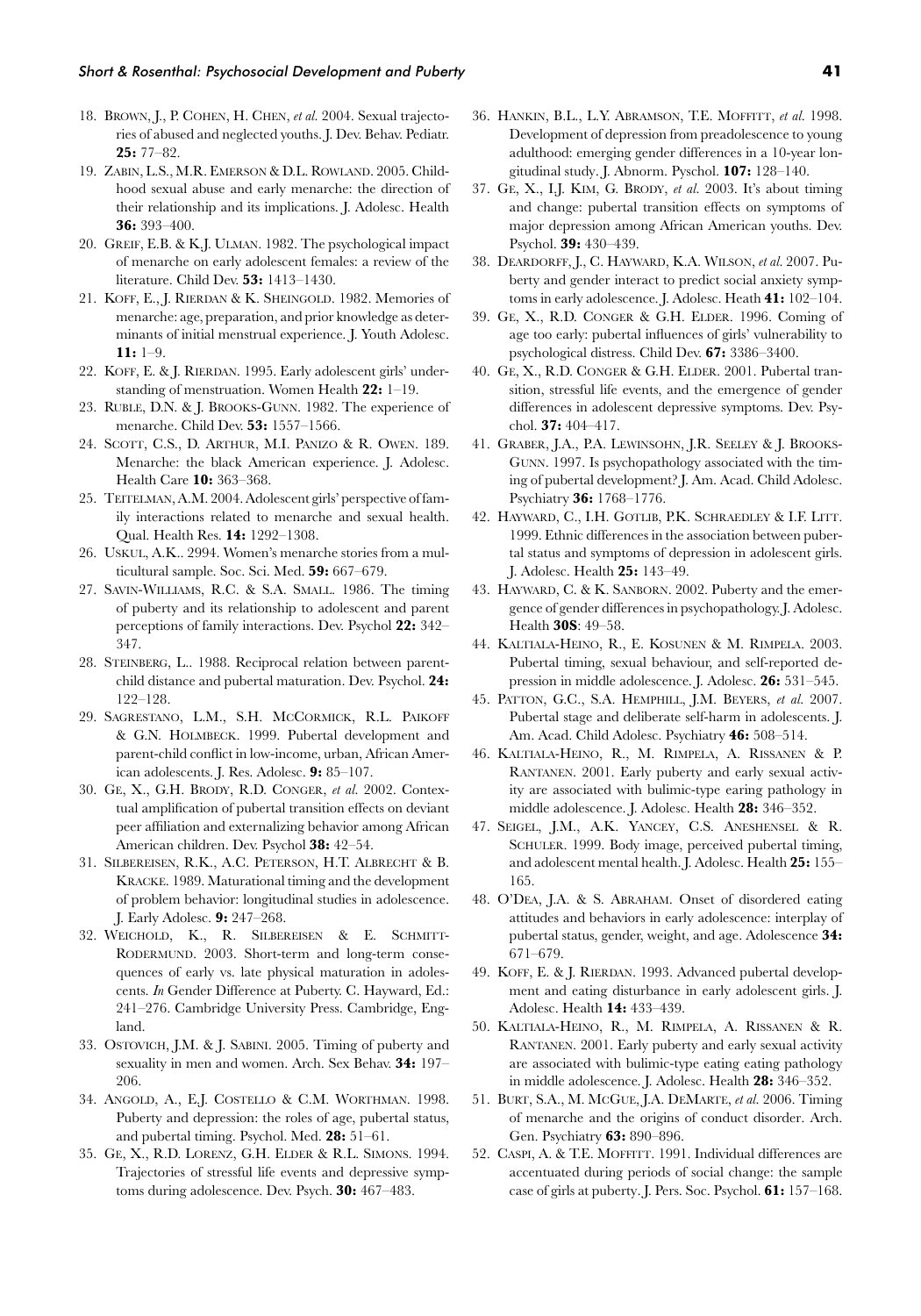18. Brown, J., P. Cohen, H. Chen, *et al.* 2004. Sexual trajectories of abused and neglected youths. J. Dev. Behav. Pediatr. **25:** 77–82.
19. Zabin, L.S., M.R. Emerson & D.L. Rowland. 2005. Childhood sexual abuse and early menarche: the direction of their relationship and its implications. J. Adolesc. Health **36:** 393–400.
20. Greif, E.B. & K.J. Ulman. 1982. The psychological impact of menarche on early adolescent females: a review of the literature. Child Dev. **53:** 1413–1430.
21. Koff, E., J. Rierdan & K. Sheingold. 1982. Memories of menarche: age, preparation, and prior knowledge as determinants of initial menstrual experience. J. Youth Adolesc. **11:** 1–9.
22. Koff, E. & J. Rierdan. 1995. Early adolescent girls' understanding of menstruation. Women Health **22:** 1–19.
23. Ruble, D.N. & J. Brooks-Gunn. 1982. The experience of menarche. Child Dev. **53:** 1557–1566.
24. Scott, C.S., D. Arthur, M.I. Panizo & R. Owen. 189. Menarche: the black American experience. J. Adolesc. Health Care **10:** 363–368.
25. Teitelman, A.M. 2004. Adolescent girls' perspective of family interactions related to menarche and sexual health. Qual. Health Res. **14:** 1292–1308.
26. Uskul, A.K.. 2994. Women's menarche stories from a multicultural sample. Soc. Sci. Med. **59:** 667–679.
27. Savin-Williams, R.C. & S.A. Small. 1986. The timing of puberty and its relationship to adolescent and parent perceptions of family interactions. Dev. Psychol **22:** 342–347.
28. Steinberg, L.. 1988. Reciprocal relation between parent-child distance and pubertal maturation. Dev. Psychol. **24:** 122–128.
29. Sagrestano, L.M., S.H. McCormick, R.L. Paikoff & G.N. Holmbeck. 1999. Pubertal development and parent-child conflict in low-income, urban, African American adolescents. J. Res. Adolesc. **9:** 85–107.
30. Ge, X., G.H. Brody, R.D. Conger, *et al.* 2002. Contextual amplification of pubertal transition effects on deviant peer affiliation and externalizing behavior among African American children. Dev. Psychol **38:** 42–54.
31. Silbereisen, R.K., A.C. Peterson, H.T. Albrecht & B. Kracke. 1989. Maturational timing and the development of problem behavior: longitudinal studies in adolescence. J. Early Adolesc. **9:** 247–268.
32. Weichold, K., R. Silbereisen & E. Schmitt-Rodermund. 2003. Short-term and long-term consequences of early vs. late physical maturation in adolescents. *In* Gender Difference at Puberty. C. Hayward, Ed.: 241–276. Cambridge University Press. Cambridge, England.
33. Ostovich, J.M. & J. Sabini. 2005. Timing of puberty and sexuality in men and women. Arch. Sex Behav. **34:** 197–206.
34. Angold, A., E.J. Costello & C.M. Worthman. 1998. Puberty and depression: the roles of age, pubertal status, and pubertal timing. Psychol. Med. **28:** 51–61.
35. Ge, X., R.D. Lorenz, G.H. Elder & R.L. Simons. 1994. Trajectories of stressful life events and depressive symptoms during adolescence. Dev. Psych. **30:** 467–483.
36. Hankin, B.L., L.Y. Abramson, T.E. Moffitt, *et al.* 1998. Development of depression from preadolescence to young adulthood: emerging gender differences in a 10-year longitudinal study. J. Abnorm. Pyschol. **107:** 128–140.
37. Ge, X., I.J. Kim, G. Brody, *et al.* 2003. It's about timing and change: pubertal transition effects on symptoms of major depression among African American youths. Dev. Psychol. **39:** 430–439.
38. Deardorff, J., C. Hayward, K.A. Wilson, *et al.* 2007. Puberty and gender interact to predict social anxiety symptoms in early adolescence. J. Adolesc. Heath **41:** 102–104.
39. Ge, X., R.D. Conger & G.H. Elder. 1996. Coming of age too early: pubertal influences of girls' vulnerability to psychological distress. Child Dev. **67:** 3386–3400.
40. Ge, X., R.D. Conger & G.H. Elder. 2001. Pubertal transition, stressful life events, and the emergence of gender differences in adolescent depressive symptoms. Dev. Psychol. **37:** 404–417.
41. Graber, J.A., P.A. Lewinsohn, J.R. Seeley & J. Brooks-Gunn. 1997. Is psychopathology associated with the timing of pubertal development? J. Am. Acad. Child Adolesc. Psychiatry **36:** 1768–1776.
42. Hayward, C., I.H. Gotlib, P.K. Schraedley & I.F. Litt. 1999. Ethnic differences in the association between pubertal status and symptoms of depression in adolescent girls. J. Adolesc. Health **25:** 143–49.
43. Hayward, C. & K. Sanborn. 2002. Puberty and the emergence of gender differences in psychopathology. J. Adolesc. Health **30S**: 49–58.
44. Kaltiala-Heino, R., E. Kosunen & M. Rimpela. 2003. Pubertal timing, sexual behaviour, and self-reported depression in middle adolescence. J. Adolesc. **26:** 531–545.
45. Patton, G.C., S.A. Hemphill, J.M. Beyers, *et al.* 2007. Pubertal stage and deliberate self-harm in adolescents. J. Am. Acad. Child Adolesc. Psychiatry **46:** 508–514.
46. Kaltiala-Heino, R., M. Rimpela, A. Rissanen & P. Rantanen. 2001. Early puberty and early sexual activity are associated with bulimic-type earing pathology in middle adolescence. J. Adolesc. Health **28:** 346–352.
47. Seigel, J.M., A.K. Yancey, C.S. Aneshensel & R. Schuler. 1999. Body image, perceived pubertal timing, and adolescent mental health. J. Adolesc. Health **25:** 155–165.
48. O'Dea, J.A. & S. Abraham. Onset of disordered eating attitudes and behaviors in early adolescence: interplay of pubertal status, gender, weight, and age. Adolescence **34:** 671–679.
49. Koff, E. & J. Rierdan. 1993. Advanced pubertal development and eating disturbance in early adolescent girls. J. Adolesc. Health **14:** 433–439.
50. Kaltiala-Heino, R., M. Rimpela, A. Rissanen & R. Rantanen. 2001. Early puberty and early sexual activity are associated with bulimic-type eating eating pathology in middle adolescence. J. Adolesc. Health **28:** 346–352.
51. Burt, S.A., M. McGue, J.A. DeMarte, *et al.* 2006. Timing of menarche and the origins of conduct disorder. Arch. Gen. Psychiatry **63:** 890–896.
52. Caspi, A. & T.E. Moffitt. 1991. Individual differences are accentuated during periods of social change: the sample case of girls at puberty. J. Pers. Soc. Psychol. **61:** 157–168.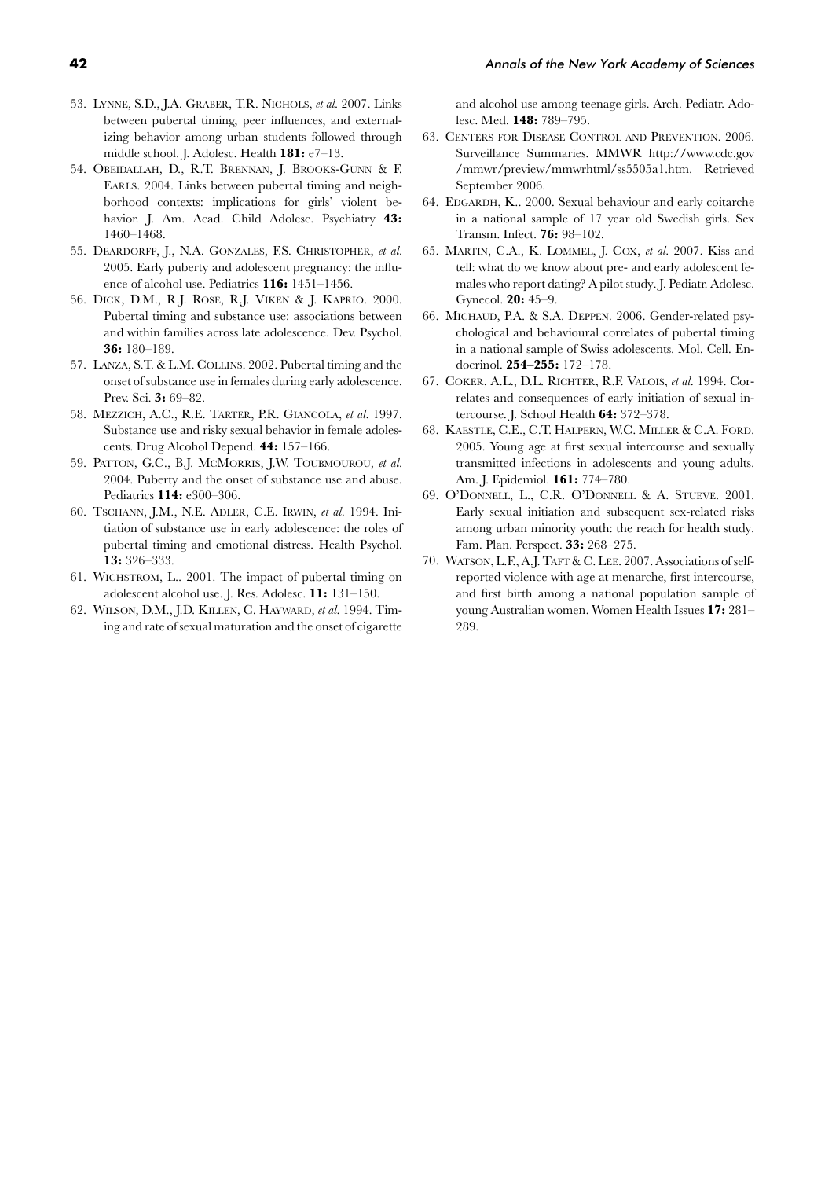53. LYNNE, S.D., J.A. GRABER, T.R. NICHOLS, *et al.* 2007. Links between pubertal timing, peer influences, and externalizing behavior among urban students followed through middle school. J. Adolesc. Health **181:** e7–13.
54. OBEIDALLAH, D., R.T. BRENNAN, J. BROOKS-GUNN & F. EARLS. 2004. Links between pubertal timing and neighborhood contexts: implications for girls' violent behavior. J. Am. Acad. Child Adolesc. Psychiatry **43:** 1460–1468.
55. DEARDORFF, J., N.A. GONZALES, F.S. CHRISTOPHER, *et al.* 2005. Early puberty and adolescent pregnancy: the influence of alcohol use. Pediatrics **116:** 1451–1456.
56. DICK, D.M., R.J. ROSE, R.J. VIKEN & J. KAPRIO. 2000. Pubertal timing and substance use: associations between and within families across late adolescence. Dev. Psychol. **36:** 180–189.
57. LANZA, S.T. & L.M. COLLINS. 2002. Pubertal timing and the onset of substance use in females during early adolescence. Prev. Sci. **3:** 69–82.
58. MEZZICH, A.C., R.E. TARTER, P.R. GIANCOLA, *et al.* 1997. Substance use and risky sexual behavior in female adolescents. Drug Alcohol Depend. **44:** 157–166.
59. PATTON, G.C., B.J. MCMORRIS, J.W. TOUBMOUROU, *et al.* 2004. Puberty and the onset of substance use and abuse. Pediatrics **114:** e300–306.
60. TSCHANN, J.M., N.E. ADLER, C.E. IRWIN, *et al.* 1994. Initiation of substance use in early adolescence: the roles of pubertal timing and emotional distress. Health Psychol. **13:** 326–333.
61. WICHSTROM, L.. 2001. The impact of pubertal timing on adolescent alcohol use. J. Res. Adolesc. **11:** 131–150.
62. WILSON, D.M., J.D. KILLEN, C. HAYWARD, *et al.* 1994. Timing and rate of sexual maturation and the onset of cigarette and alcohol use among teenage girls. Arch. Pediatr. Adolesc. Med. **148:** 789–795.
63. CENTERS FOR DISEASE CONTROL AND PREVENTION. 2006. Surveillance Summaries. MMWR http://www.cdc.gov/mmwr/preview/mmwrhtml/ss5505a1.htm. Retrieved September 2006.
64. EDGARDH, K.. 2000. Sexual behaviour and early coitarche in a national sample of 17 year old Swedish girls. Sex Transm. Infect. **76:** 98–102.
65. MARTIN, C.A., K. LOMMEL, J. COX, *et al.* 2007. Kiss and tell: what do we know about pre- and early adolescent females who report dating? A pilot study. J. Pediatr. Adolesc. Gynecol. **20:** 45–9.
66. MICHAUD, P.A. & S.A. DEPPEN. 2006. Gender-related psychological and behavioural correlates of pubertal timing in a national sample of Swiss adolescents. Mol. Cell. Endocrinol. **254–255:** 172–178.
67. COKER, A.L., D.L. RICHTER, R.F. VALOIS, *et al.* 1994. Correlates and consequences of early initiation of sexual intercourse. J. School Health **64:** 372–378.
68. KAESTLE, C.E., C.T. HALPERN, W.C. MILLER & C.A. FORD. 2005. Young age at first sexual intercourse and sexually transmitted infections in adolescents and young adults. Am. J. Epidemiol. **161:** 774–780.
69. O'DONNELL, L., C.R. O'DONNELL & A. STUEVE. 2001. Early sexual initiation and subsequent sex-related risks among urban minority youth: the reach for health study. Fam. Plan. Perspect. **33:** 268–275.
70. WATSON, L.F., A.J. TAFT & C. LEE. 2007. Associations of self-reported violence with age at menarche, first intercourse, and first birth among a national population sample of young Australian women. Women Health Issues **17:** 281–289.